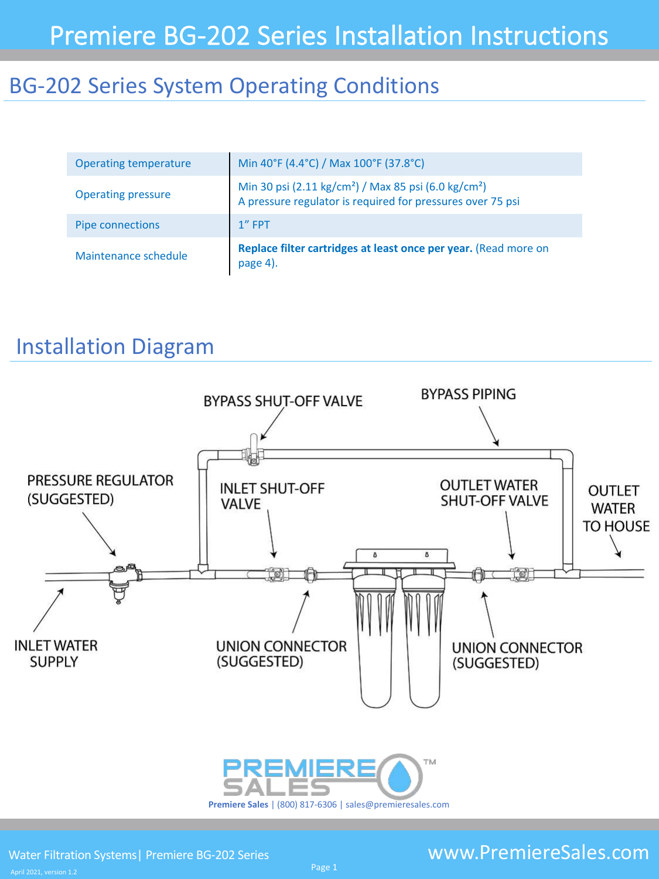# Premiere BG-202 Series Installation Instructions

## BG-202 Series System Operating Conditions

| | |
|---|---|
| Operating temperature | Min 40°F (4.4°C) / Max 100°F (37.8°C) |
| Operating pressure | Min 30 psi (2.11 kg/cm²) / Max 85 psi (6.0 kg/cm²)<br>A pressure regulator is required for pressures over 75 psi |
| Pipe connections | 1" FPT |
| Maintenance schedule | **Replace filter cartridges at least once per year.** (Read more on page 4). |

## Installation Diagram

BYPASS SHUT-OFF VALVE

BYPASS PIPING

PRESSURE REGULATOR (SUGGESTED)

INLET SHUT-OFF VALVE

OUTLET WATER SHUT-OFF VALVE

OUTLET WATER TO HOUSE

INLET WATER SUPPLY

UNION CONNECTOR (SUGGESTED)

UNION CONNECTOR (SUGGESTED)

**Premiere Sales** | (800) 817-6306 | sales@premieresales.com

Water Filtration Systems | Premiere BG-202 Series

April 2021, version 1.2

www.PremiereSales.com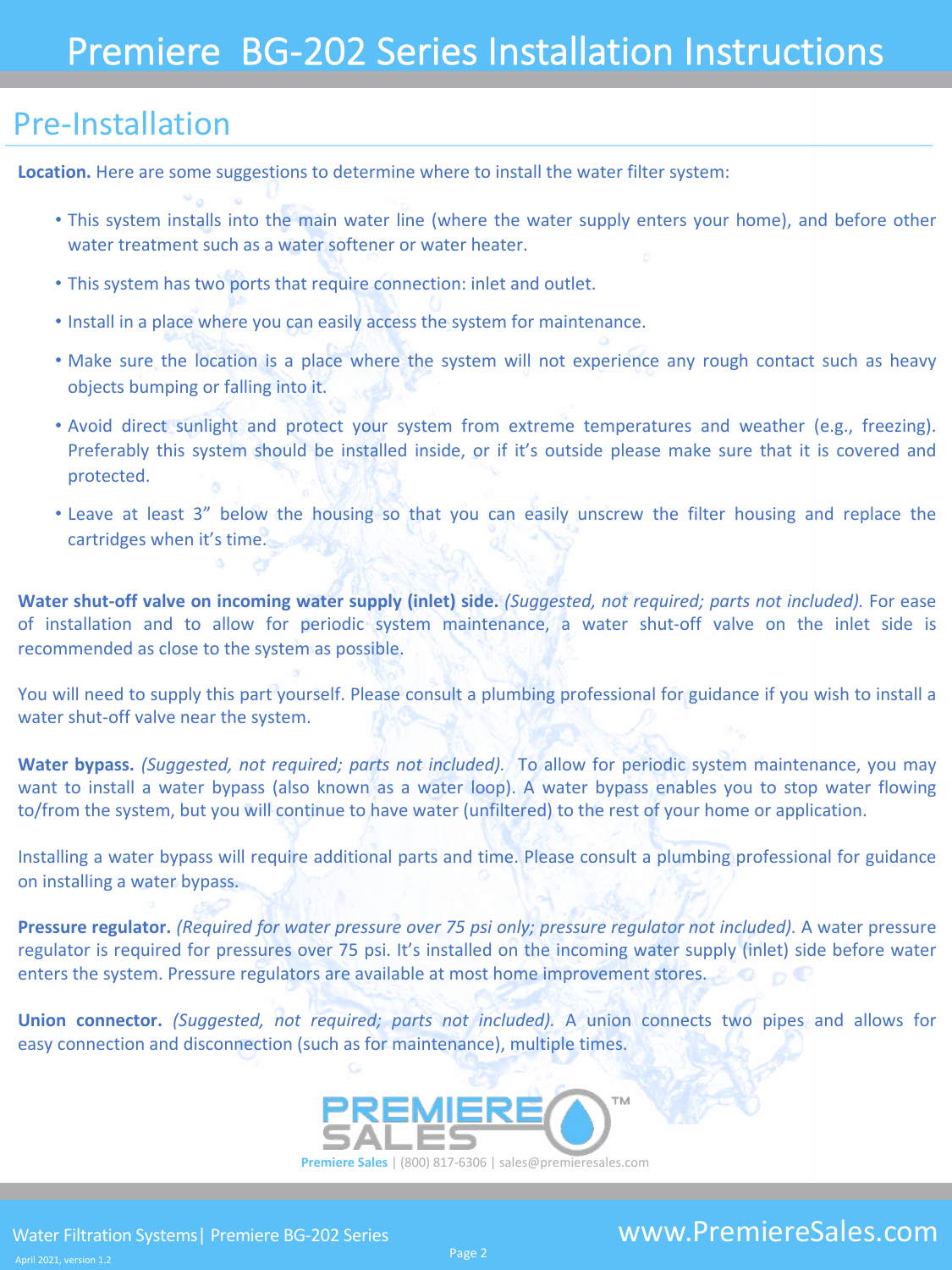# Premiere BG-202 Series Installation Instructions

## Pre-Installation

**Location.** Here are some suggestions to determine where to install the water filter system:

- This system installs into the main water line (where the water supply enters your home), and before other water treatment such as a water softener or water heater.
- This system has two ports that require connection: inlet and outlet.
- Install in a place where you can easily access the system for maintenance.
- Make sure the location is a place where the system will not experience any rough contact such as heavy objects bumping or falling into it.
- Avoid direct sunlight and protect your system from extreme temperatures and weather (e.g., freezing). Preferably this system should be installed inside, or if it's outside please make sure that it is covered and protected.
- Leave at least 3" below the housing so that you can easily unscrew the filter housing and replace the cartridges when it's time.

**Water shut-off valve on incoming water supply (inlet) side.** *(Suggested, not required; parts not included).* For ease of installation and to allow for periodic system maintenance, a water shut-off valve on the inlet side is recommended as close to the system as possible.

You will need to supply this part yourself. Please consult a plumbing professional for guidance if you wish to install a water shut-off valve near the system.

**Water bypass.** *(Suggested, not required; parts not included).* To allow for periodic system maintenance, you may want to install a water bypass (also known as a water loop). A water bypass enables you to stop water flowing to/from the system, but you will continue to have water (unfiltered) to the rest of your home or application.

Installing a water bypass will require additional parts and time. Please consult a plumbing professional for guidance on installing a water bypass.

**Pressure regulator.** *(Required for water pressure over 75 psi only; pressure regulator not included).* A water pressure regulator is required for pressures over 75 psi. It's installed on the incoming water supply (inlet) side before water enters the system. Pressure regulators are available at most home improvement stores.

**Union connector.** *(Suggested, not required; parts not included).* A union connects two pipes and allows for easy connection and disconnection (such as for maintenance), multiple times.

PREMIERE SALES™

**Premiere Sales** | (800) 817-6306 | sales@premieresales.com

Water Filtration Systems| Premiere BG-202 Series

www.PremiereSales.com

April 2021, version 1.2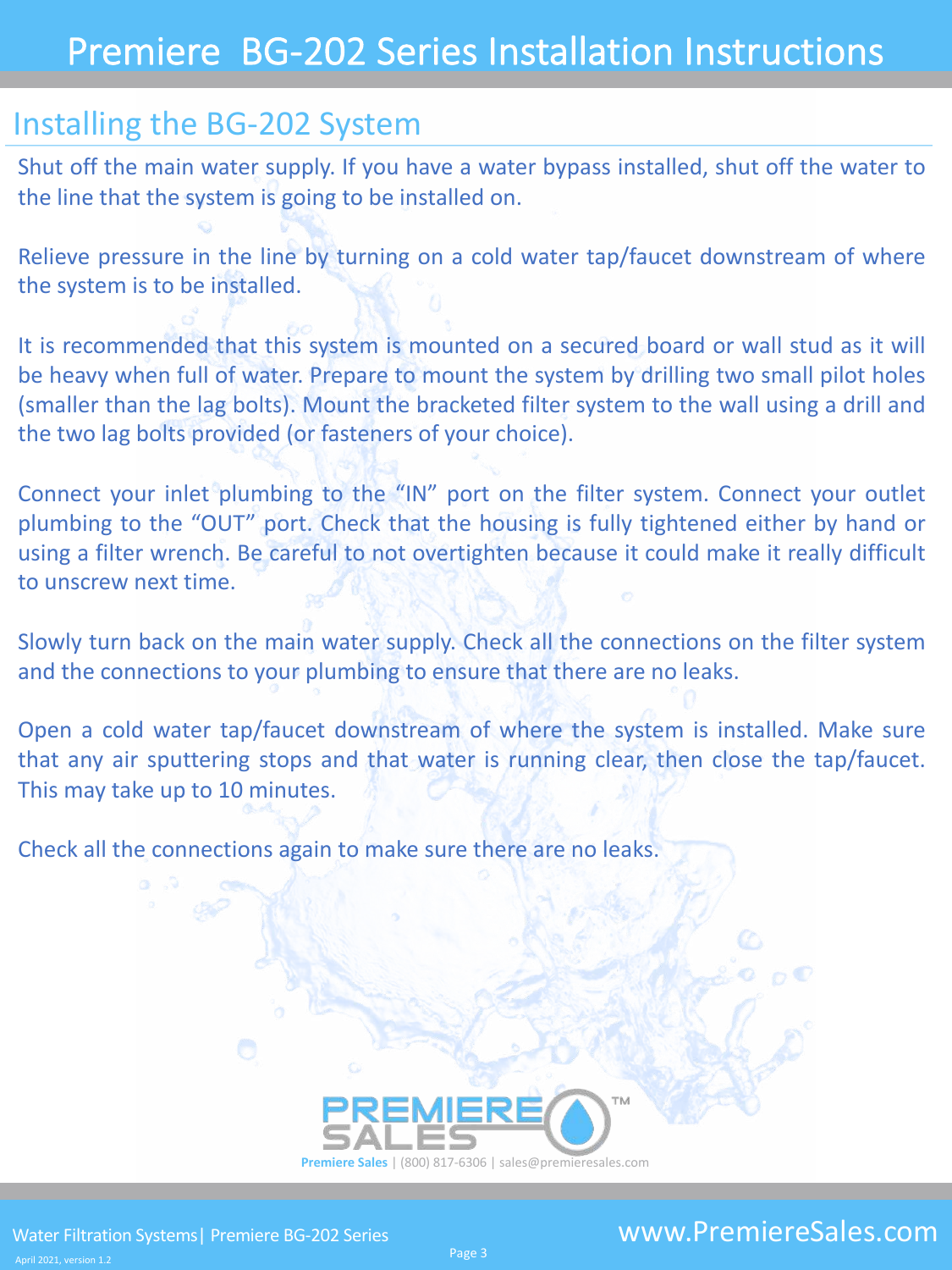## Installing the BG-202 System

Shut off the main water supply. If you have a water bypass installed, shut off the water to the line that the system is going to be installed on.

Relieve pressure in the line by turning on a cold water tap/faucet downstream of where the system is to be installed.

It is recommended that this system is mounted on a secured board or wall stud as it will be heavy when full of water. Prepare to mount the system by drilling two small pilot holes (smaller than the lag bolts). Mount the bracketed filter system to the wall using a drill and the two lag bolts provided (or fasteners of your choice).

Connect your inlet plumbing to the “IN” port on the filter system. Connect your outlet plumbing to the “OUT” port. Check that the housing is fully tightened either by hand or using a filter wrench. Be careful to not overtighten because it could make it really difficult to unscrew next time.

Slowly turn back on the main water supply. Check all the connections on the filter system and the connections to your plumbing to ensure that there are no leaks.

Open a cold water tap/faucet downstream of where the system is installed. Make sure that any air sputtering stops and that water is running clear, then close the tap/faucet. This may take up to 10 minutes.

Check all the connections again to make sure there are no leaks.

PREMIERE SALES™

**Premiere Sales** | (800) 817-6306 | sales@premieresales.com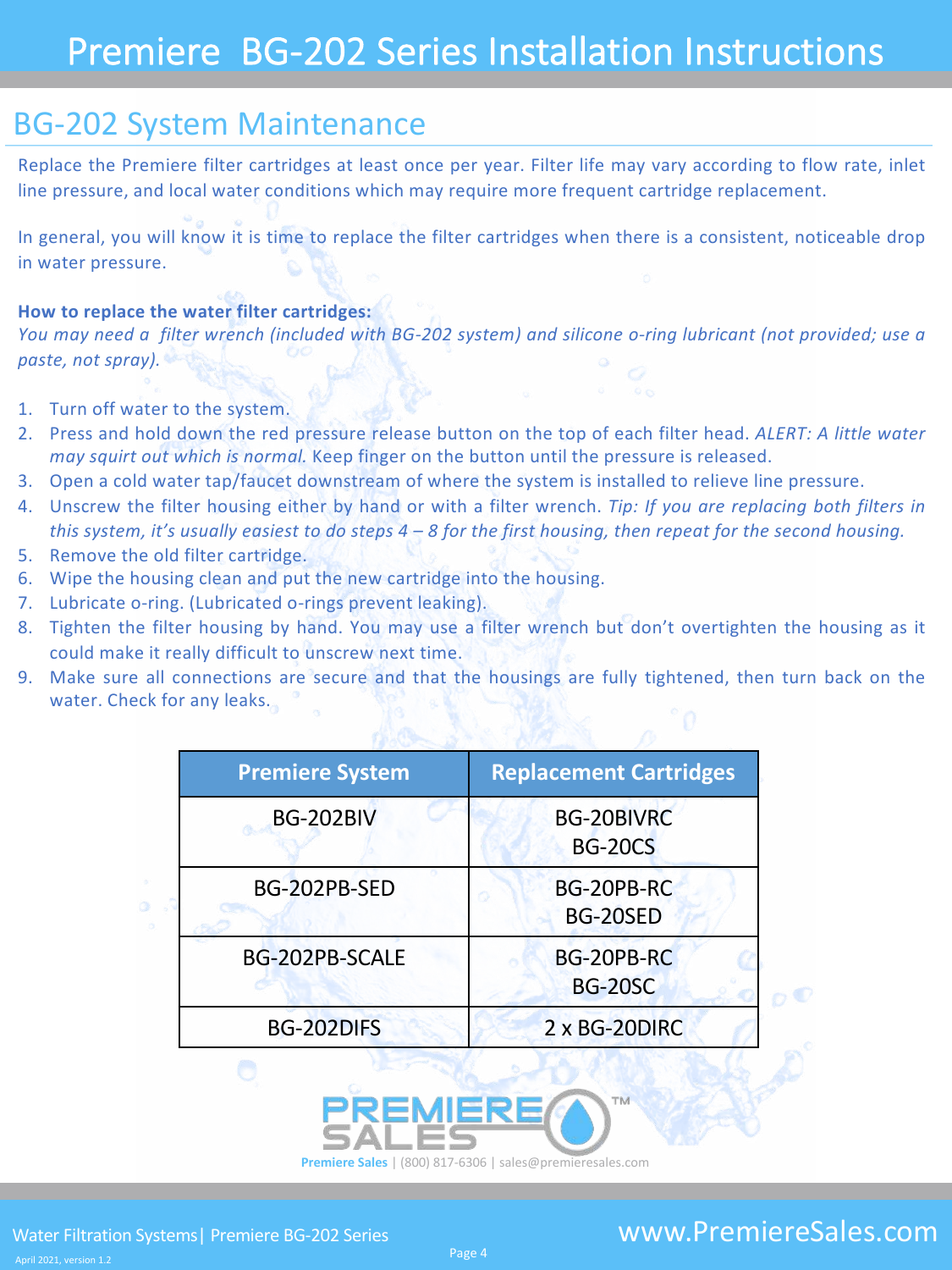## BG-202 System Maintenance

Replace the Premiere filter cartridges at least once per year. Filter life may vary according to flow rate, inlet line pressure, and local water conditions which may require more frequent cartridge replacement.

In general, you will know it is time to replace the filter cartridges when there is a consistent, noticeable drop in water pressure.

**How to replace the water filter cartridges:**
*You may need a filter wrench (included with BG-202 system) and silicone o-ring lubricant (not provided; use a paste, not spray).*

1. Turn off water to the system.
2. Press and hold down the red pressure release button on the top of each filter head. *ALERT: A little water may squirt out which is normal.* Keep finger on the button until the pressure is released.
3. Open a cold water tap/faucet downstream of where the system is installed to relieve line pressure.
4. Unscrew the filter housing either by hand or with a filter wrench. *Tip: If you are replacing both filters in this system, it's usually easiest to do steps 4 – 8 for the first housing, then repeat for the second housing.*
5. Remove the old filter cartridge.
6. Wipe the housing clean and put the new cartridge into the housing.
7. Lubricate o-ring. (Lubricated o-rings prevent leaking).
8. Tighten the filter housing by hand. You may use a filter wrench but don't overtighten the housing as it could make it really difficult to unscrew next time.
9. Make sure all connections are secure and that the housings are fully tightened, then turn back on the water. Check for any leaks.

| Premiere System | Replacement Cartridges |
|---|---|
| BG-202BIV | BG-20BIVRC<br>BG-20CS |
| BG-202PB-SED | BG-20PB-RC<br>BG-20SED |
| BG-202PB-SCALE | BG-20PB-RC<br>BG-20SC |
| BG-202DIFS | 2 x BG-20DIRC |

PREMIERE SALES™

Premiere Sales | (800) 817-6306 | sales@premieresales.com